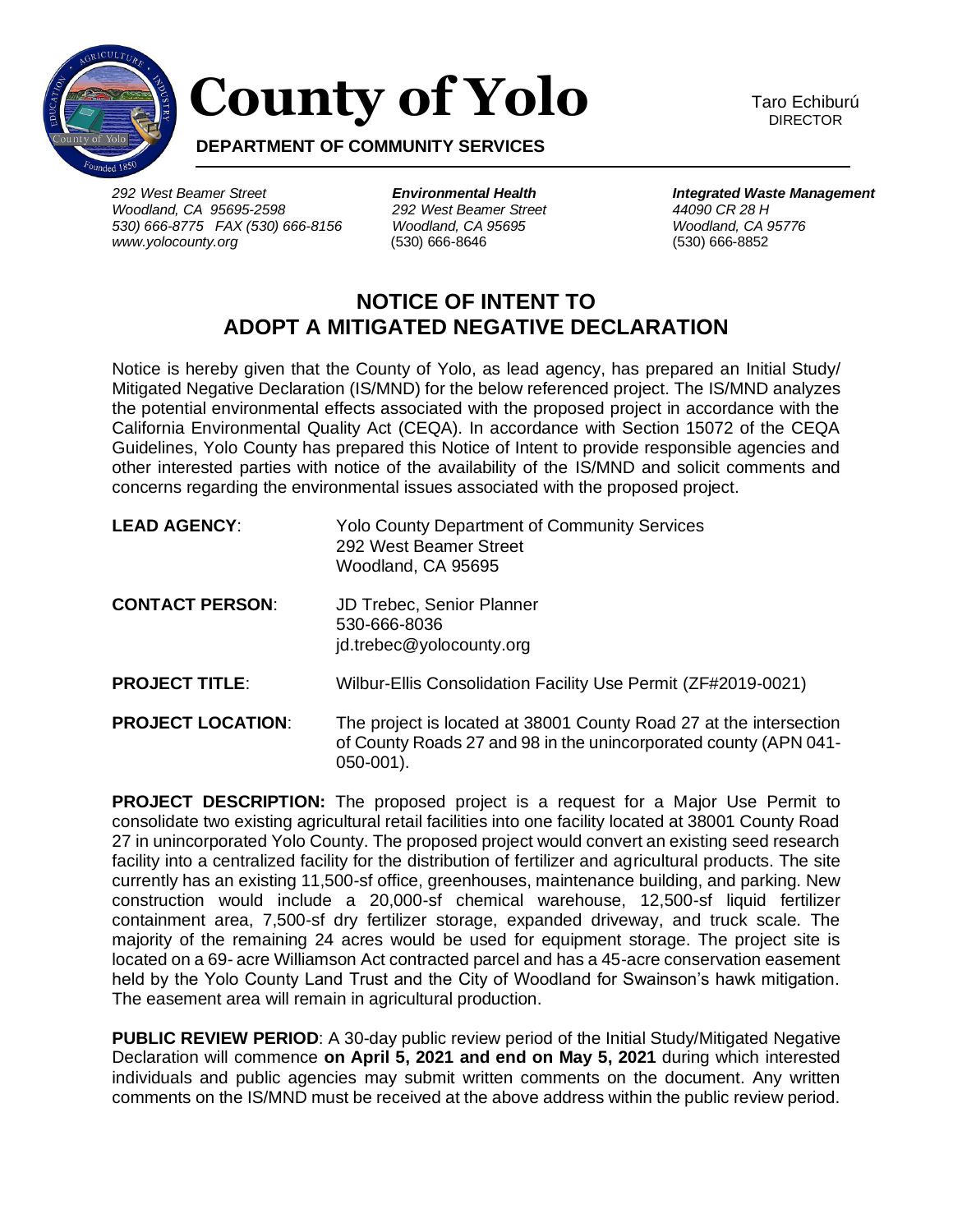# County of Yolo

Taro Echiburú
DIRECTOR

**DEPARTMENT OF COMMUNITY SERVICES**

*292 West Beamer Street*
*Woodland, CA 95695-2598*
*530) 666-8775 FAX (530) 666-8156*
*www.yolocounty.org*

***Environmental Health***
*292 West Beamer Street*
*Woodland, CA 95695*
(530) 666-8646

***Integrated Waste Management***
*44090 CR 28 H*
*Woodland, CA 95776*
(530) 666-8852

## NOTICE OF INTENT TO ADOPT A MITIGATED NEGATIVE DECLARATION

Notice is hereby given that the County of Yolo, as lead agency, has prepared an Initial Study/ Mitigated Negative Declaration (IS/MND) for the below referenced project. The IS/MND analyzes the potential environmental effects associated with the proposed project in accordance with the California Environmental Quality Act (CEQA). In accordance with Section 15072 of the CEQA Guidelines, Yolo County has prepared this Notice of Intent to provide responsible agencies and other interested parties with notice of the availability of the IS/MND and solicit comments and concerns regarding the environmental issues associated with the proposed project.

**LEAD AGENCY**: Yolo County Department of Community Services
292 West Beamer Street
Woodland, CA 95695

**CONTACT PERSON**: JD Trebec, Senior Planner
530-666-8036
jd.trebec@yolocounty.org

**PROJECT TITLE**: Wilbur-Ellis Consolidation Facility Use Permit (ZF#2019-0021)

**PROJECT LOCATION**: The project is located at 38001 County Road 27 at the intersection of County Roads 27 and 98 in the unincorporated county (APN 041-050-001).

**PROJECT DESCRIPTION:** The proposed project is a request for a Major Use Permit to consolidate two existing agricultural retail facilities into one facility located at 38001 County Road 27 in unincorporated Yolo County. The proposed project would convert an existing seed research facility into a centralized facility for the distribution of fertilizer and agricultural products. The site currently has an existing 11,500-sf office, greenhouses, maintenance building, and parking. New construction would include a 20,000-sf chemical warehouse, 12,500-sf liquid fertilizer containment area, 7,500-sf dry fertilizer storage, expanded driveway, and truck scale. The majority of the remaining 24 acres would be used for equipment storage. The project site is located on a 69- acre Williamson Act contracted parcel and has a 45-acre conservation easement held by the Yolo County Land Trust and the City of Woodland for Swainson's hawk mitigation. The easement area will remain in agricultural production.

**PUBLIC REVIEW PERIOD**: A 30-day public review period of the Initial Study/Mitigated Negative Declaration will commence **on April 5, 2021 and end on May 5, 2021** during which interested individuals and public agencies may submit written comments on the document. Any written comments on the IS/MND must be received at the above address within the public review period.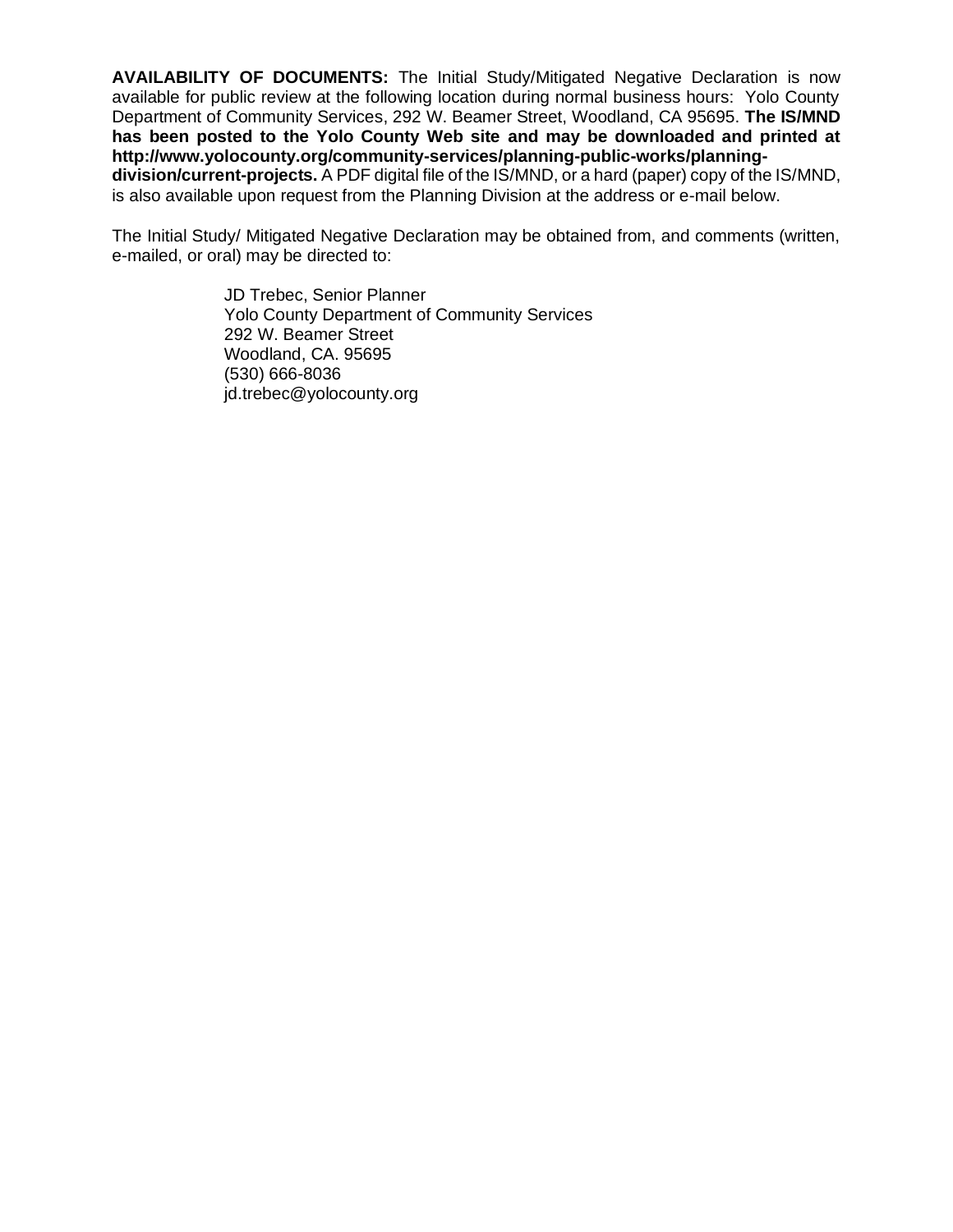**AVAILABILITY OF DOCUMENTS:** The Initial Study/Mitigated Negative Declaration is now available for public review at the following location during normal business hours: Yolo County Department of Community Services, 292 W. Beamer Street, Woodland, CA 95695. **The IS/MND has been posted to the Yolo County Web site and may be downloaded and printed at http://www.yolocounty.org/community-services/planning-public-works/planning-division/current-projects.** A PDF digital file of the IS/MND, or a hard (paper) copy of the IS/MND, is also available upon request from the Planning Division at the address or e-mail below.

The Initial Study/ Mitigated Negative Declaration may be obtained from, and comments (written, e-mailed, or oral) may be directed to:

JD Trebec, Senior Planner  
Yolo County Department of Community Services  
292 W. Beamer Street  
Woodland, CA. 95695  
(530) 666-8036  
jd.trebec@yolocounty.org